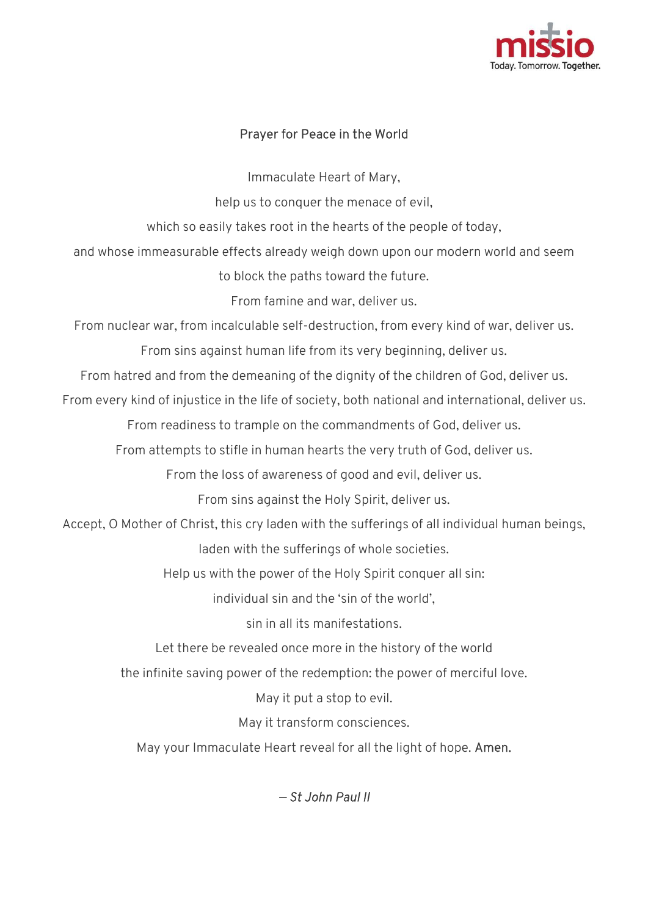## Prayer for Peace in the World

Immaculate Heart of Mary,

help us to conquer the menace of evil,

which so easily takes root in the hearts of the people of today,

and whose immeasurable effects already weigh down upon our modern world and seem to block the paths toward the future.

From famine and war, deliver us.

From nuclear war, from incalculable self-destruction, from every kind of war, deliver us.

From sins against human life from its very beginning, deliver us.

From hatred and from the demeaning of the dignity of the children of God, deliver us.

From every kind of injustice in the life of society, both national and international, deliver us.

From readiness to trample on the commandments of God, deliver us.

From attempts to stifle in human hearts the very truth of God, deliver us.

From the loss of awareness of good and evil, deliver us.

From sins against the Holy Spirit, deliver us.

Accept, O Mother of Christ, this cry laden with the sufferings of all individual human beings,

laden with the sufferings of whole societies.

Help us with the power of the Holy Spirit conquer all sin:

individual sin and the 'sin of the world',

sin in all its manifestations.

Let there be revealed once more in the history of the world

the infinite saving power of the redemption: the power of merciful love.

May it put a stop to evil.

May it transform consciences.

May your Immaculate Heart reveal for all the light of hope. **Amen.**

*– St John Paul II*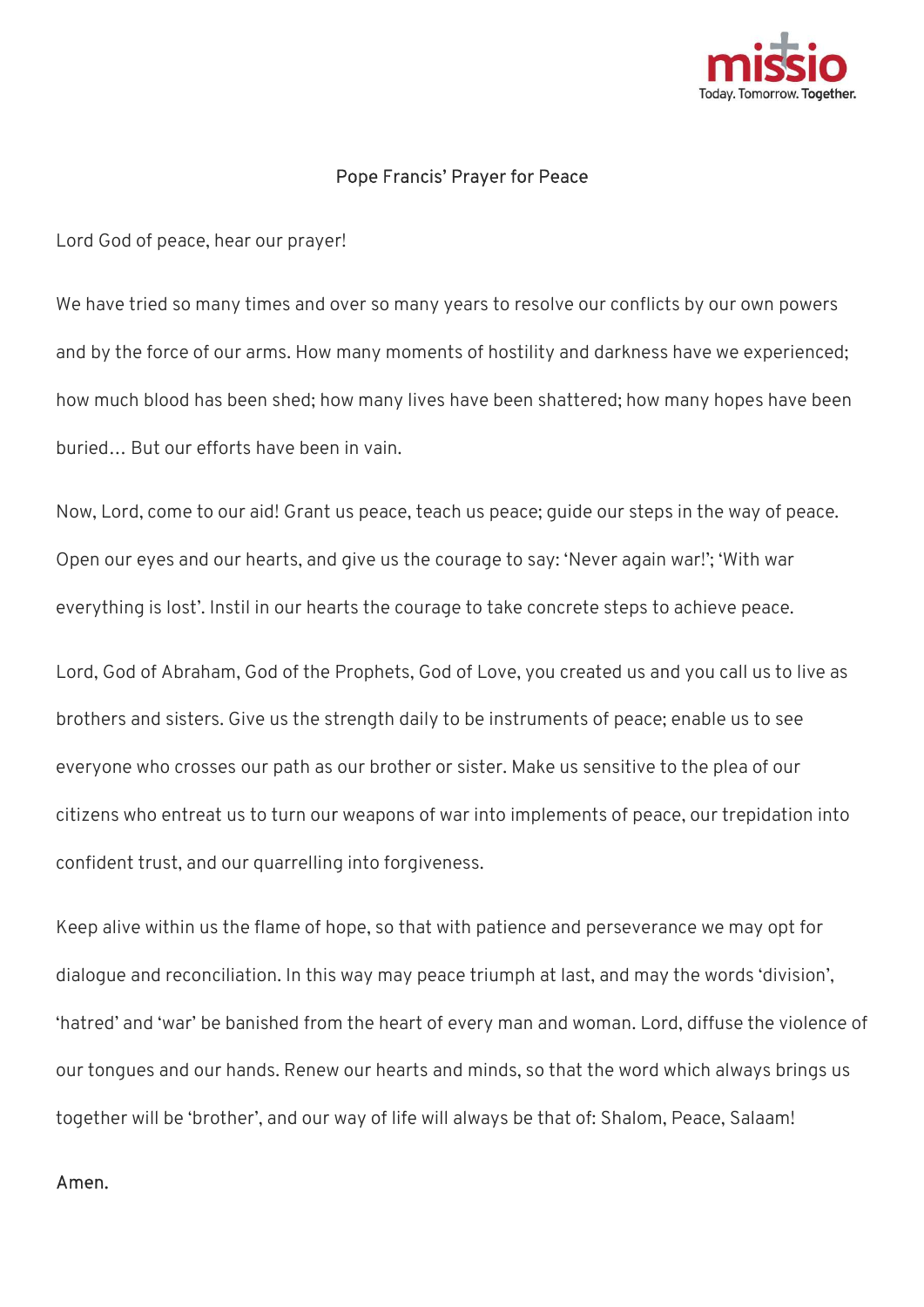Pope Francis' Prayer for Peace

Lord God of peace, hear our prayer!

We have tried so many times and over so many years to resolve our conflicts by our own powers and by the force of our arms. How many moments of hostility and darkness have we experienced; how much blood has been shed; how many lives have been shattered; how many hopes have been buried… But our efforts have been in vain.

Now, Lord, come to our aid! Grant us peace, teach us peace; guide our steps in the way of peace. Open our eyes and our hearts, and give us the courage to say: 'Never again war!'; 'With war everything is lost'. Instil in our hearts the courage to take concrete steps to achieve peace.

Lord, God of Abraham, God of the Prophets, God of Love, you created us and you call us to live as brothers and sisters. Give us the strength daily to be instruments of peace; enable us to see everyone who crosses our path as our brother or sister. Make us sensitive to the plea of our citizens who entreat us to turn our weapons of war into implements of peace, our trepidation into confident trust, and our quarrelling into forgiveness.

Keep alive within us the flame of hope, so that with patience and perseverance we may opt for dialogue and reconciliation. In this way may peace triumph at last, and may the words 'division', 'hatred' and 'war' be banished from the heart of every man and woman. Lord, diffuse the violence of our tongues and our hands. Renew our hearts and minds, so that the word which always brings us together will be 'brother', and our way of life will always be that of: Shalom, Peace, Salaam!

Amen.